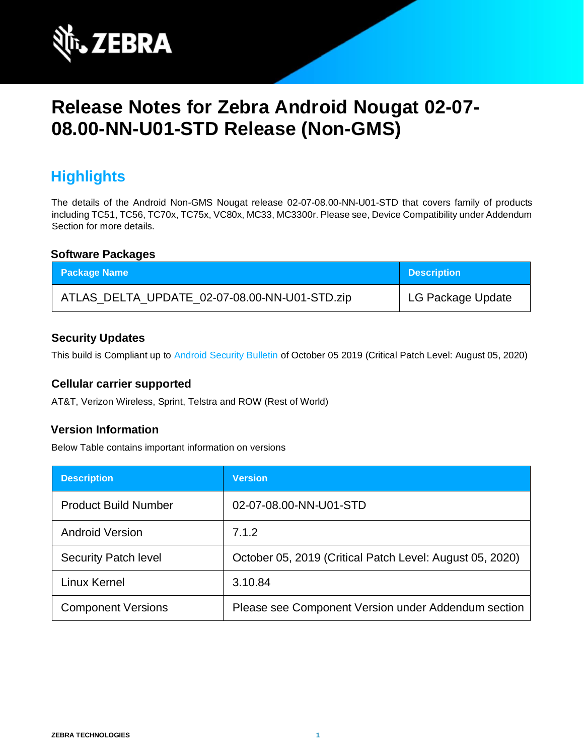# Release Notes for Zebra Android Nougat 02-07-08.00-NN-U01-STD Release (Non-GMS)

## Highlights

The details of the Android Non-GMS Nougat release 02-07-08.00-NN-U01-STD that covers family of products including TC51, TC56, TC70x, TC75x, VC80x, MC33, MC3300r. Please see, Device Compatibility under Addendum Section for more details.

### Software Packages

| Package Name | Description |
|---|---|
| ATLAS_DELTA_UPDATE_02-07-08.00-NN-U01-STD.zip | LG Package Update |

### Security Updates

This build is Compliant up to Android Security Bulletin of October 05 2019 (Critical Patch Level: August 05, 2020)

### Cellular carrier supported

AT&T, Verizon Wireless, Sprint, Telstra and ROW (Rest of World)

### Version Information

Below Table contains important information on versions

| Description | Version |
|---|---|
| Product Build Number | 02-07-08.00-NN-U01-STD |
| Android Version | 7.1.2 |
| Security Patch level | October 05, 2019 (Critical Patch Level: August 05, 2020) |
| Linux Kernel | 3.10.84 |
| Component Versions | Please see Component Version under Addendum section |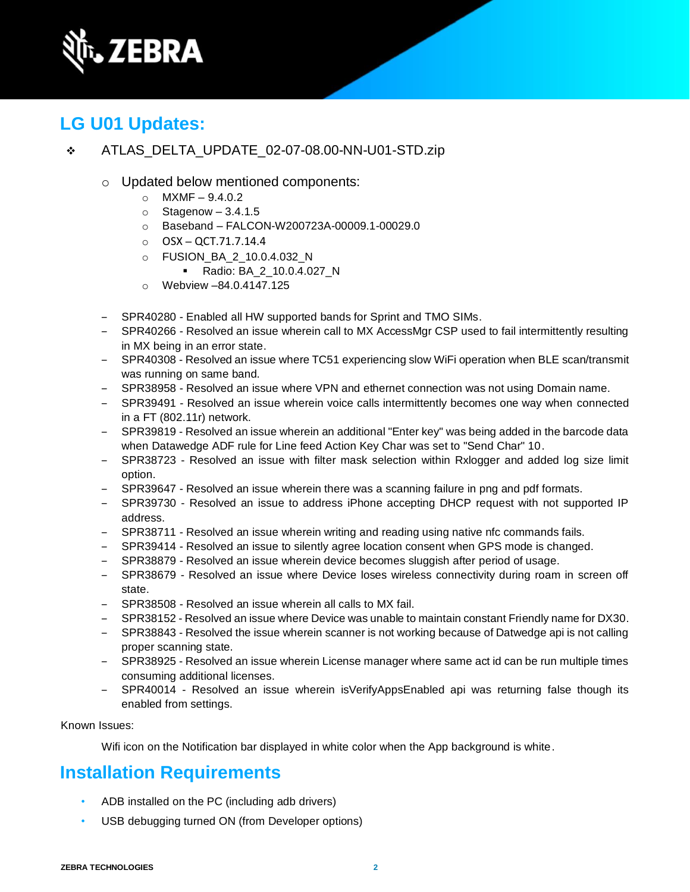## LG U01 Updates:

- ATLAS_DELTA_UPDATE_02-07-08.00-NN-U01-STD.zip
  - Updated below mentioned components:
    - MXMF – 9.4.0.2
    - Stagenow – 3.4.1.5
    - Baseband – FALCON-W200723A-00009.1-00029.0
    - OSX – QCT.71.7.14.4
    - FUSION_BA_2_10.0.4.032_N
      - Radio: BA_2_10.0.4.027_N
    - Webview –84.0.4147.125

  - SPR40280 - Enabled all HW supported bands for Sprint and TMO SIMs.
  - SPR40266 - Resolved an issue wherein call to MX AccessMgr CSP used to fail intermittently resulting in MX being in an error state.
  - SPR40308 - Resolved an issue where TC51 experiencing slow WiFi operation when BLE scan/transmit was running on same band.
  - SPR38958 - Resolved an issue where VPN and ethernet connection was not using Domain name.
  - SPR39491 - Resolved an issue wherein voice calls intermittently becomes one way when connected in a FT (802.11r) network.
  - SPR39819 - Resolved an issue wherein an additional "Enter key" was being added in the barcode data when Datawedge ADF rule for Line feed Action Key Char was set to "Send Char" 10.
  - SPR38723 - Resolved an issue with filter mask selection within Rxlogger and added log size limit option.
  - SPR39647 - Resolved an issue wherein there was a scanning failure in png and pdf formats.
  - SPR39730 - Resolved an issue to address iPhone accepting DHCP request with not supported IP address.
  - SPR38711 - Resolved an issue wherein writing and reading using native nfc commands fails.
  - SPR39414 - Resolved an issue to silently agree location consent when GPS mode is changed.
  - SPR38879 - Resolved an issue wherein device becomes sluggish after period of usage.
  - SPR38679 - Resolved an issue where Device loses wireless connectivity during roam in screen off state.
  - SPR38508 - Resolved an issue wherein all calls to MX fail.
  - SPR38152 - Resolved an issue where Device was unable to maintain constant Friendly name for DX30.
  - SPR38843 - Resolved the issue wherein scanner is not working because of Datwedge api is not calling proper scanning state.
  - SPR38925 - Resolved an issue wherein License manager where same act id can be run multiple times consuming additional licenses.
  - SPR40014 - Resolved an issue wherein isVerifyAppsEnabled api was returning false though its enabled from settings.

Known Issues:

Wifi icon on the Notification bar displayed in white color when the App background is white.

## Installation Requirements

- ADB installed on the PC (including adb drivers)
- USB debugging turned ON (from Developer options)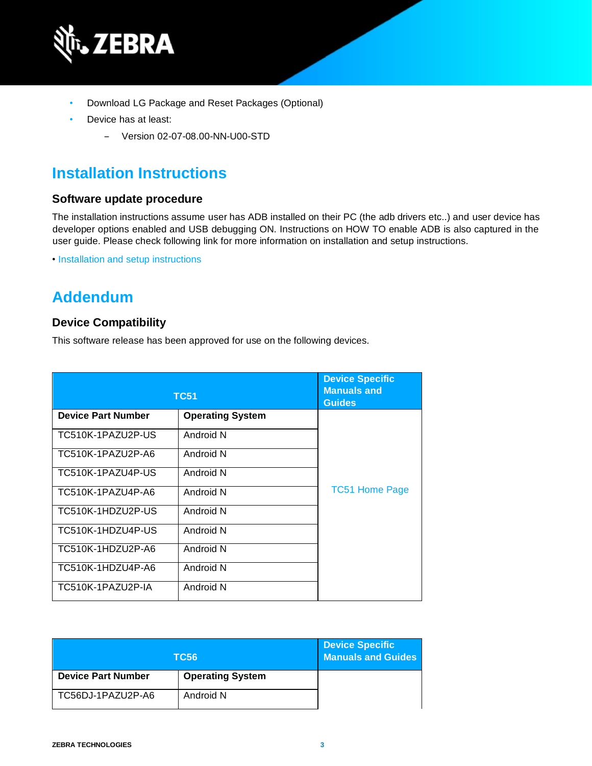- Download LG Package and Reset Packages (Optional)
- Device has at least:
  - Version 02-07-08.00-NN-U00-STD

# Installation Instructions

## Software update procedure

The installation instructions assume user has ADB installed on their PC (the adb drivers etc..) and user device has developer options enabled and USB debugging ON. Instructions on HOW TO enable ADB is also captured in the user guide. Please check following link for more information on installation and setup instructions.

• Installation and setup instructions

# Addendum

## Device Compatibility

This software release has been approved for use on the following devices.

| TC51 | | Device Specific Manuals and Guides |
|---|---|---|
| **Device Part Number** | **Operating System** | TC51 Home Page |
| TC510K-1PAZU2P-US | Android N | |
| TC510K-1PAZU2P-A6 | Android N | |
| TC510K-1PAZU4P-US | Android N | |
| TC510K-1PAZU4P-A6 | Android N | |
| TC510K-1HDZU2P-US | Android N | |
| TC510K-1HDZU4P-US | Android N | |
| TC510K-1HDZU2P-A6 | Android N | |
| TC510K-1HDZU4P-A6 | Android N | |
| TC510K-1PAZU2P-IA | Android N | |

| TC56 | | Device Specific Manuals and Guides |
|---|---|---|
| **Device Part Number** | **Operating System** | |
| TC56DJ-1PAZU2P-A6 | Android N | |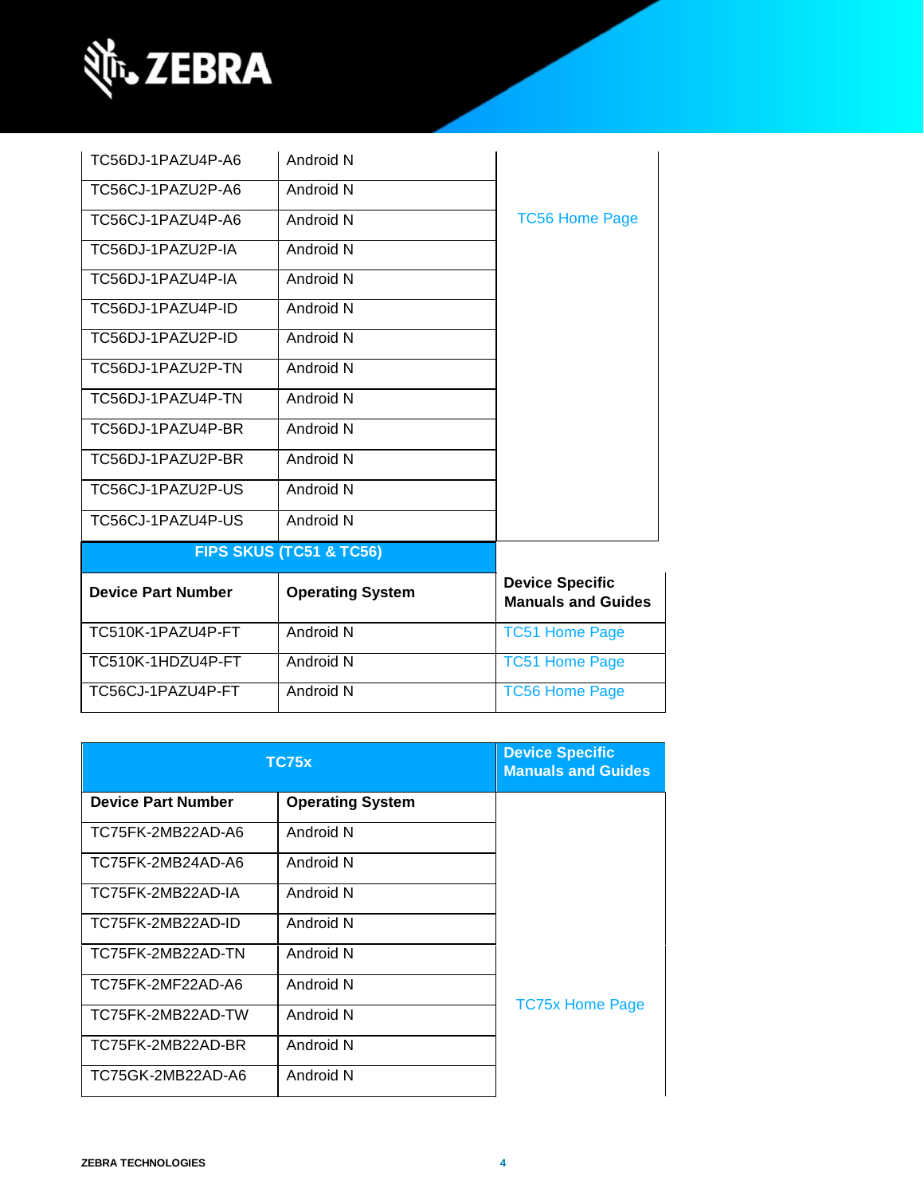| | | |
|---|---|---|
| TC56DJ-1PAZU4P-A6 | Android N | TC56 Home Page |
| TC56CJ-1PAZU2P-A6 | Android N | |
| TC56CJ-1PAZU4P-A6 | Android N | |
| TC56DJ-1PAZU2P-IA | Android N | |
| TC56DJ-1PAZU4P-IA | Android N | |
| TC56DJ-1PAZU4P-ID | Android N | |
| TC56DJ-1PAZU2P-ID | Android N | |
| TC56DJ-1PAZU2P-TN | Android N | |
| TC56DJ-1PAZU4P-TN | Android N | |
| TC56DJ-1PAZU4P-BR | Android N | |
| TC56DJ-1PAZU2P-BR | Android N | |
| TC56CJ-1PAZU2P-US | Android N | |
| TC56CJ-1PAZU4P-US | Android N | |

| FIPS SKUS (TC51 & TC56) | | |
|---|---|---|
| **Device Part Number** | **Operating System** | **Device Specific Manuals and Guides** |
| TC510K-1PAZU4P-FT | Android N | TC51 Home Page |
| TC510K-1HDZU4P-FT | Android N | TC51 Home Page |
| TC56CJ-1PAZU4P-FT | Android N | TC56 Home Page |

| TC75x | | Device Specific Manuals and Guides |
|---|---|---|
| **Device Part Number** | **Operating System** | |
| TC75FK-2MB22AD-A6 | Android N | TC75x Home Page |
| TC75FK-2MB24AD-A6 | Android N | |
| TC75FK-2MB22AD-IA | Android N | |
| TC75FK-2MB22AD-ID | Android N | |
| TC75FK-2MB22AD-TN | Android N | |
| TC75FK-2MF22AD-A6 | Android N | |
| TC75FK-2MB22AD-TW | Android N | |
| TC75FK-2MB22AD-BR | Android N | |
| TC75GK-2MB22AD-A6 | Android N | |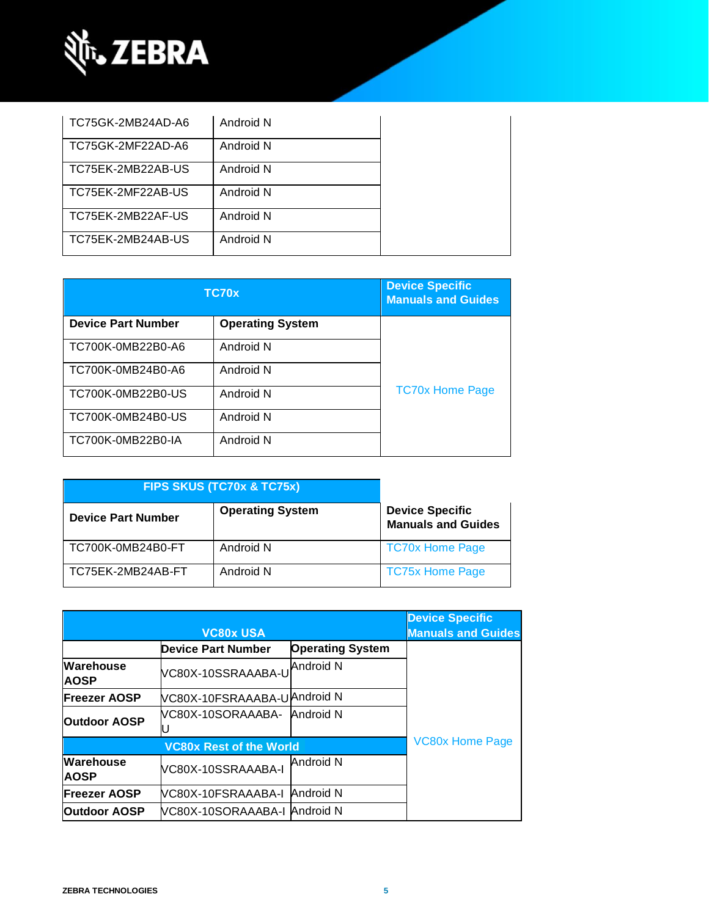| | | |
|---|---|---|
| TC75GK-2MB24AD-A6 | Android N | |
| TC75GK-2MF22AD-A6 | Android N | |
| TC75EK-2MB22AB-US | Android N | |
| TC75EK-2MF22AB-US | Android N | |
| TC75EK-2MB22AF-US | Android N | |
| TC75EK-2MB24AB-US | Android N | |

| TC70x | | Device Specific Manuals and Guides |
|---|---|---|
| **Device Part Number** | **Operating System** | TC70x Home Page |
| TC700K-0MB22B0-A6 | Android N | |
| TC700K-0MB24B0-A6 | Android N | |
| TC700K-0MB22B0-US | Android N | |
| TC700K-0MB24B0-US | Android N | |
| TC700K-0MB22B0-IA | Android N | |

| FIPS SKUS (TC70x & TC75x) | | |
|---|---|---|
| **Device Part Number** | **Operating System** | **Device Specific Manuals and Guides** |
| TC700K-0MB24B0-FT | Android N | TC70x Home Page |
| TC75EK-2MB24AB-FT | Android N | TC75x Home Page |

| VC80x USA | | | Device Specific Manuals and Guides |
|---|---|---|---|
| | **Device Part Number** | **Operating System** | VC80x Home Page |
| **Warehouse AOSP** | VC80X-10SSRAAABA-U | Android N | |
| **Freezer AOSP** | VC80X-10FSRAAABA-U | Android N | |
| **Outdoor AOSP** | VC80X-10SORAAABA-U | Android N | |
| **VC80x Rest of the World** | | | |
| **Warehouse AOSP** | VC80X-10SSRAAABA-I | Android N | |
| **Freezer AOSP** | VC80X-10FSRAAABA-I | Android N | |
| **Outdoor AOSP** | VC80X-10SORAAABA-I | Android N | |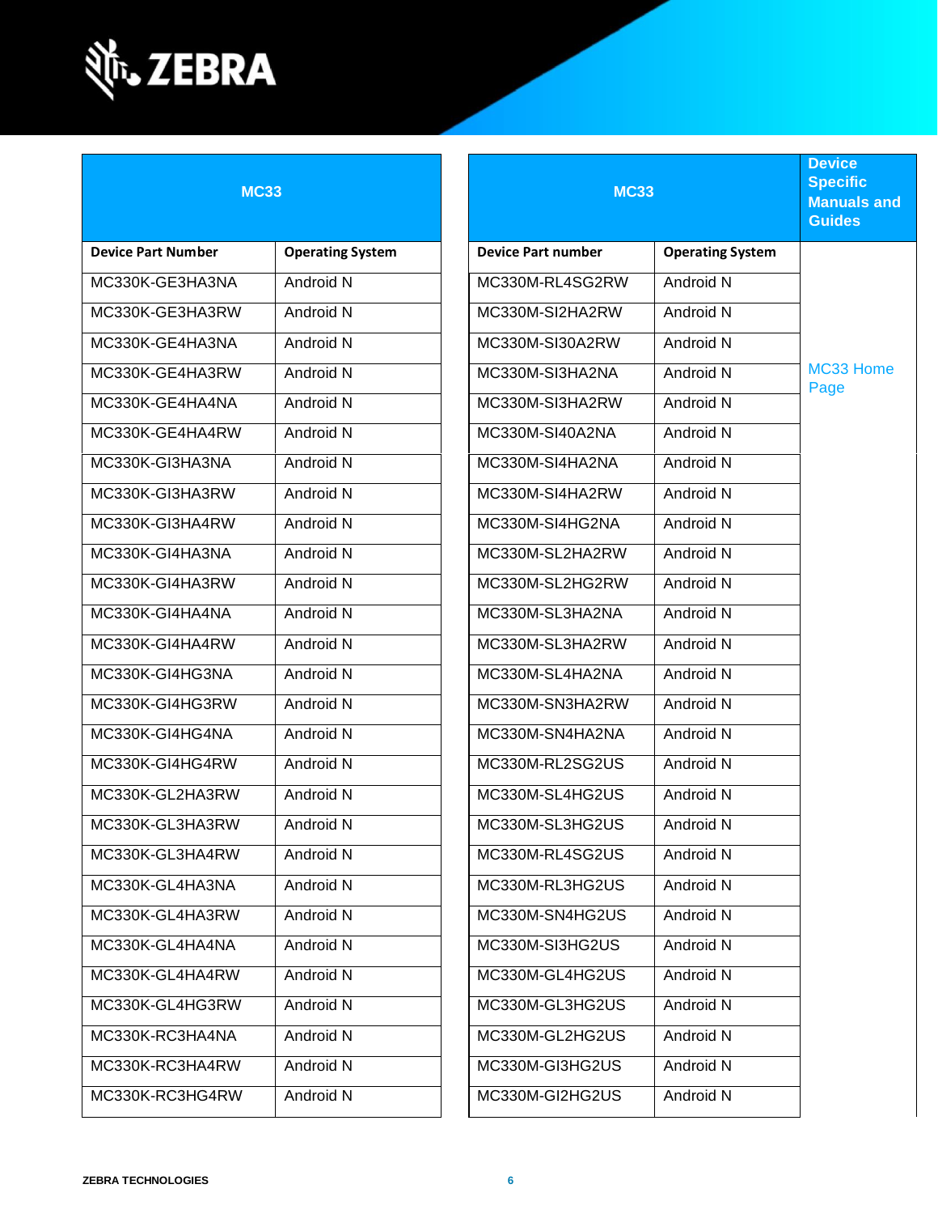| MC33 | |
|---|---|
| **Device Part Number** | **Operating System** |
| MC330K-GE3HA3NA | Android N |
| MC330K-GE3HA3RW | Android N |
| MC330K-GE4HA3NA | Android N |
| MC330K-GE4HA3RW | Android N |
| MC330K-GE4HA4NA | Android N |
| MC330K-GE4HA4RW | Android N |
| MC330K-GI3HA3NA | Android N |
| MC330K-GI3HA3RW | Android N |
| MC330K-GI3HA4RW | Android N |
| MC330K-GI4HA3NA | Android N |
| MC330K-GI4HA3RW | Android N |
| MC330K-GI4HA4NA | Android N |
| MC330K-GI4HA4RW | Android N |
| MC330K-GI4HG3NA | Android N |
| MC330K-GI4HG3RW | Android N |
| MC330K-GI4HG4NA | Android N |
| MC330K-GI4HG4RW | Android N |
| MC330K-GL2HA3RW | Android N |
| MC330K-GL3HA3RW | Android N |
| MC330K-GL3HA4RW | Android N |
| MC330K-GL4HA3NA | Android N |
| MC330K-GL4HA3RW | Android N |
| MC330K-GL4HA4NA | Android N |
| MC330K-GL4HA4RW | Android N |
| MC330K-GL4HG3RW | Android N |
| MC330K-RC3HA4NA | Android N |
| MC330K-RC3HA4RW | Android N |
| MC330K-RC3HG4RW | Android N |

| MC33 | | Device Specific Manuals and Guides |
|---|---|---|
| **Device Part number** | **Operating System** | MC33 Home Page |
| MC330M-RL4SG2RW | Android N | |
| MC330M-SI2HA2RW | Android N | |
| MC330M-SI30A2RW | Android N | |
| MC330M-SI3HA2NA | Android N | |
| MC330M-SI3HA2RW | Android N | |
| MC330M-SI40A2NA | Android N | |
| MC330M-SI4HA2NA | Android N | |
| MC330M-SI4HA2RW | Android N | |
| MC330M-SI4HG2NA | Android N | |
| MC330M-SL2HA2RW | Android N | |
| MC330M-SL2HG2RW | Android N | |
| MC330M-SL3HA2NA | Android N | |
| MC330M-SL3HA2RW | Android N | |
| MC330M-SL4HA2NA | Android N | |
| MC330M-SN3HA2RW | Android N | |
| MC330M-SN4HA2NA | Android N | |
| MC330M-RL2SG2US | Android N | |
| MC330M-SL4HG2US | Android N | |
| MC330M-SL3HG2US | Android N | |
| MC330M-RL4SG2US | Android N | |
| MC330M-RL3HG2US | Android N | |
| MC330M-SN4HG2US | Android N | |
| MC330M-SI3HG2US | Android N | |
| MC330M-GL4HG2US | Android N | |
| MC330M-GL3HG2US | Android N | |
| MC330M-GL2HG2US | Android N | |
| MC330M-GI3HG2US | Android N | |
| MC330M-GI2HG2US | Android N | |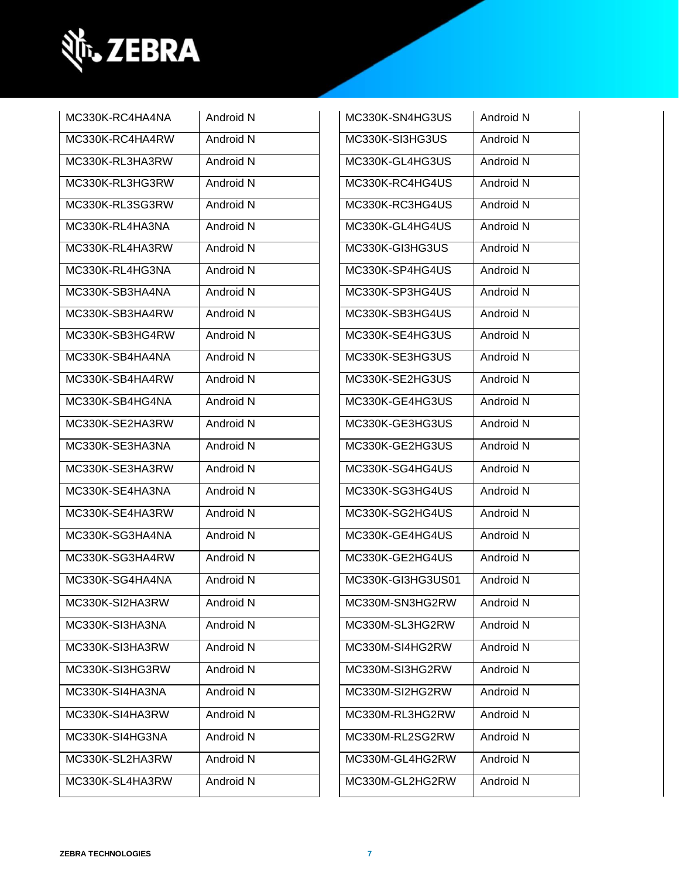| | |
|---|---|
| MC330K-RC4HA4NA | Android N |
| MC330K-RC4HA4RW | Android N |
| MC330K-RL3HA3RW | Android N |
| MC330K-RL3HG3RW | Android N |
| MC330K-RL3SG3RW | Android N |
| MC330K-RL4HA3NA | Android N |
| MC330K-RL4HA3RW | Android N |
| MC330K-RL4HG3NA | Android N |
| MC330K-SB3HA4NA | Android N |
| MC330K-SB3HA4RW | Android N |
| MC330K-SB3HG4RW | Android N |
| MC330K-SB4HA4NA | Android N |
| MC330K-SB4HA4RW | Android N |
| MC330K-SB4HG4NA | Android N |
| MC330K-SE2HA3RW | Android N |
| MC330K-SE3HA3NA | Android N |
| MC330K-SE3HA3RW | Android N |
| MC330K-SE4HA3NA | Android N |
| MC330K-SE4HA3RW | Android N |
| MC330K-SG3HA4NA | Android N |
| MC330K-SG3HA4RW | Android N |
| MC330K-SG4HA4NA | Android N |
| MC330K-SI2HA3RW | Android N |
| MC330K-SI3HA3NA | Android N |
| MC330K-SI3HA3RW | Android N |
| MC330K-SI3HG3RW | Android N |
| MC330K-SI4HA3NA | Android N |
| MC330K-SI4HA3RW | Android N |
| MC330K-SI4HG3NA | Android N |
| MC330K-SL2HA3RW | Android N |
| MC330K-SL4HA3RW | Android N |

| | |
|---|---|
| MC330K-SN4HG3US | Android N |
| MC330K-SI3HG3US | Android N |
| MC330K-GL4HG3US | Android N |
| MC330K-RC4HG4US | Android N |
| MC330K-RC3HG4US | Android N |
| MC330K-GL4HG4US | Android N |
| MC330K-GI3HG3US | Android N |
| MC330K-SP4HG4US | Android N |
| MC330K-SP3HG4US | Android N |
| MC330K-SB3HG4US | Android N |
| MC330K-SE4HG3US | Android N |
| MC330K-SE3HG3US | Android N |
| MC330K-SE2HG3US | Android N |
| MC330K-GE4HG3US | Android N |
| MC330K-GE3HG3US | Android N |
| MC330K-GE2HG3US | Android N |
| MC330K-SG4HG4US | Android N |
| MC330K-SG3HG4US | Android N |
| MC330K-SG2HG4US | Android N |
| MC330K-GE4HG4US | Android N |
| MC330K-GE2HG4US | Android N |
| MC330K-GI3HG3US01 | Android N |
| MC330M-SN3HG2RW | Android N |
| MC330M-SL3HG2RW | Android N |
| MC330M-SI4HG2RW | Android N |
| MC330M-SI3HG2RW | Android N |
| MC330M-SI2HG2RW | Android N |
| MC330M-RL3HG2RW | Android N |
| MC330M-RL2SG2RW | Android N |
| MC330M-GL4HG2RW | Android N |
| MC330M-GL2HG2RW | Android N |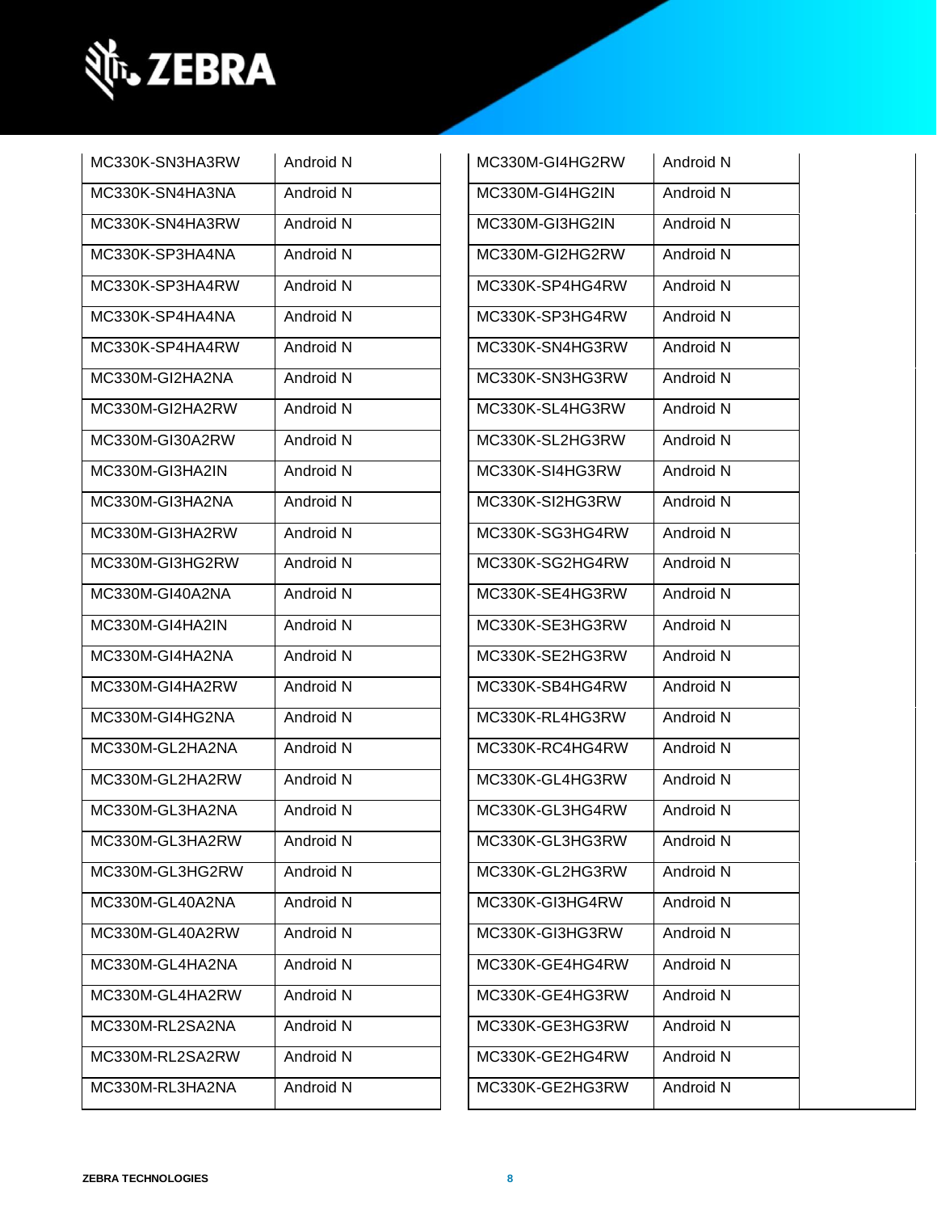| | |
|---|---|
| MC330K-SN3HA3RW | Android N |
| MC330K-SN4HA3NA | Android N |
| MC330K-SN4HA3RW | Android N |
| MC330K-SP3HA4NA | Android N |
| MC330K-SP3HA4RW | Android N |
| MC330K-SP4HA4NA | Android N |
| MC330K-SP4HA4RW | Android N |
| MC330M-GI2HA2NA | Android N |
| MC330M-GI2HA2RW | Android N |
| MC330M-GI30A2RW | Android N |
| MC330M-GI3HA2IN | Android N |
| MC330M-GI3HA2NA | Android N |
| MC330M-GI3HA2RW | Android N |
| MC330M-GI3HG2RW | Android N |
| MC330M-GI40A2NA | Android N |
| MC330M-GI4HA2IN | Android N |
| MC330M-GI4HA2NA | Android N |
| MC330M-GI4HA2RW | Android N |
| MC330M-GI4HG2NA | Android N |
| MC330M-GL2HA2NA | Android N |
| MC330M-GL2HA2RW | Android N |
| MC330M-GL3HA2NA | Android N |
| MC330M-GL3HA2RW | Android N |
| MC330M-GL3HG2RW | Android N |
| MC330M-GL40A2NA | Android N |
| MC330M-GL40A2RW | Android N |
| MC330M-GL4HA2NA | Android N |
| MC330M-GL4HA2RW | Android N |
| MC330M-RL2SA2NA | Android N |
| MC330M-RL2SA2RW | Android N |
| MC330M-RL3HA2NA | Android N |

| | | |
|---|---|---|
| MC330M-GI4HG2RW | Android N | |
| MC330M-GI4HG2IN | Android N | |
| MC330M-GI3HG2IN | Android N | |
| MC330M-GI2HG2RW | Android N | |
| MC330K-SP4HG4RW | Android N | |
| MC330K-SP3HG4RW | Android N | |
| MC330K-SN4HG3RW | Android N | |
| MC330K-SN3HG3RW | Android N | |
| MC330K-SL4HG3RW | Android N | |
| MC330K-SL2HG3RW | Android N | |
| MC330K-SI4HG3RW | Android N | |
| MC330K-SI2HG3RW | Android N | |
| MC330K-SG3HG4RW | Android N | |
| MC330K-SG2HG4RW | Android N | |
| MC330K-SE4HG3RW | Android N | |
| MC330K-SE3HG3RW | Android N | |
| MC330K-SE2HG3RW | Android N | |
| MC330K-SB4HG4RW | Android N | |
| MC330K-RL4HG3RW | Android N | |
| MC330K-RC4HG4RW | Android N | |
| MC330K-GL4HG3RW | Android N | |
| MC330K-GL3HG4RW | Android N | |
| MC330K-GL3HG3RW | Android N | |
| MC330K-GL2HG3RW | Android N | |
| MC330K-GI3HG4RW | Android N | |
| MC330K-GI3HG3RW | Android N | |
| MC330K-GE4HG4RW | Android N | |
| MC330K-GE4HG3RW | Android N | |
| MC330K-GE3HG3RW | Android N | |
| MC330K-GE2HG4RW | Android N | |
| MC330K-GE2HG3RW | Android N | |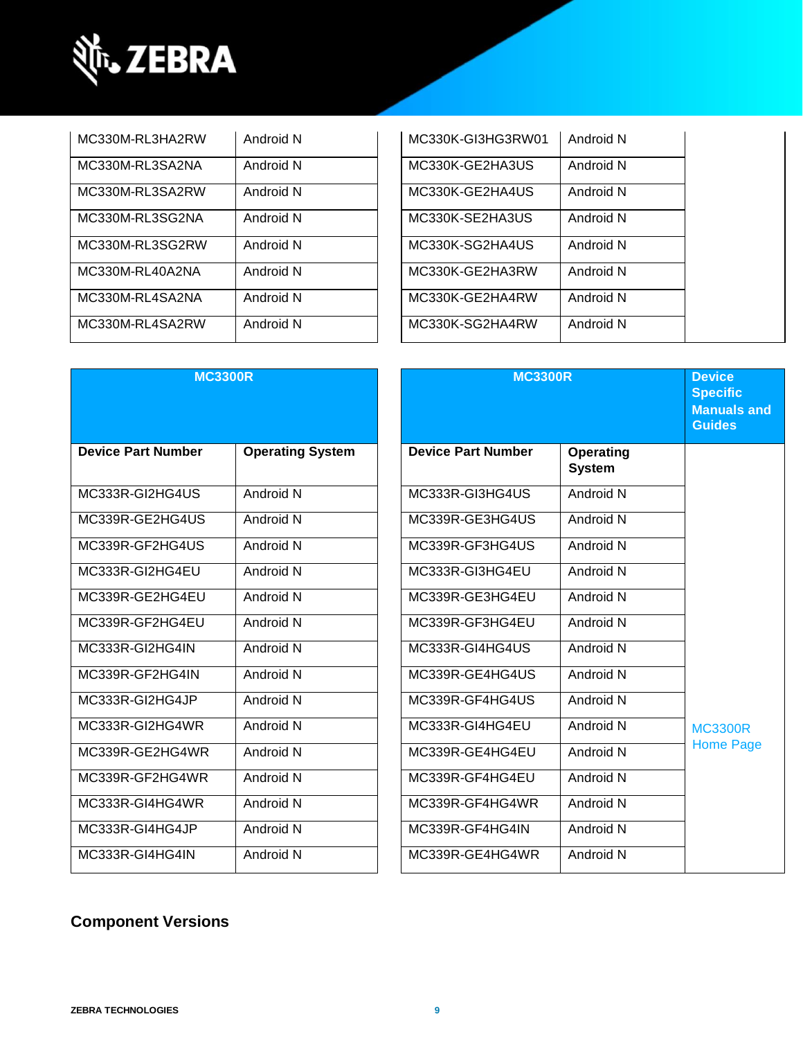| MC330M-RL3HA2RW | Android N | MC330K-GI3HG3RW01 | Android N | |
|---|---|---|---|---|
| MC330M-RL3SA2NA | Android N | MC330K-GE2HA3US | Android N | |
| MC330M-RL3SA2RW | Android N | MC330K-GE2HA4US | Android N | |
| MC330M-RL3SG2NA | Android N | MC330K-SE2HA3US | Android N | |
| MC330M-RL3SG2RW | Android N | MC330K-SG2HA4US | Android N | |
| MC330M-RL40A2NA | Android N | MC330K-GE2HA3RW | Android N | |
| MC330M-RL4SA2NA | Android N | MC330K-GE2HA4RW | Android N | |
| MC330M-RL4SA2RW | Android N | MC330K-SG2HA4RW | Android N | |

| MC3300R | | MC3300R | | Device Specific Manuals and Guides |
|---|---|---|---|---|
| **Device Part Number** | **Operating System** | **Device Part Number** | **Operating System** | MC3300R Home Page |
| MC333R-GI2HG4US | Android N | MC333R-GI3HG4US | Android N | |
| MC339R-GE2HG4US | Android N | MC339R-GE3HG4US | Android N | |
| MC339R-GF2HG4US | Android N | MC339R-GF3HG4US | Android N | |
| MC333R-GI2HG4EU | Android N | MC333R-GI3HG4EU | Android N | |
| MC339R-GE2HG4EU | Android N | MC339R-GE3HG4EU | Android N | |
| MC339R-GF2HG4EU | Android N | MC339R-GF3HG4EU | Android N | |
| MC333R-GI2HG4IN | Android N | MC333R-GI4HG4US | Android N | |
| MC339R-GF2HG4IN | Android N | MC339R-GE4HG4US | Android N | |
| MC333R-GI2HG4JP | Android N | MC339R-GF4HG4US | Android N | |
| MC333R-GI2HG4WR | Android N | MC333R-GI4HG4EU | Android N | |
| MC339R-GE2HG4WR | Android N | MC339R-GE4HG4EU | Android N | |
| MC339R-GF2HG4WR | Android N | MC339R-GF4HG4EU | Android N | |
| MC333R-GI4HG4WR | Android N | MC339R-GF4HG4WR | Android N | |
| MC333R-GI4HG4JP | Android N | MC339R-GF4HG4IN | Android N | |
| MC333R-GI4HG4IN | Android N | MC339R-GE4HG4WR | Android N | |

## Component Versions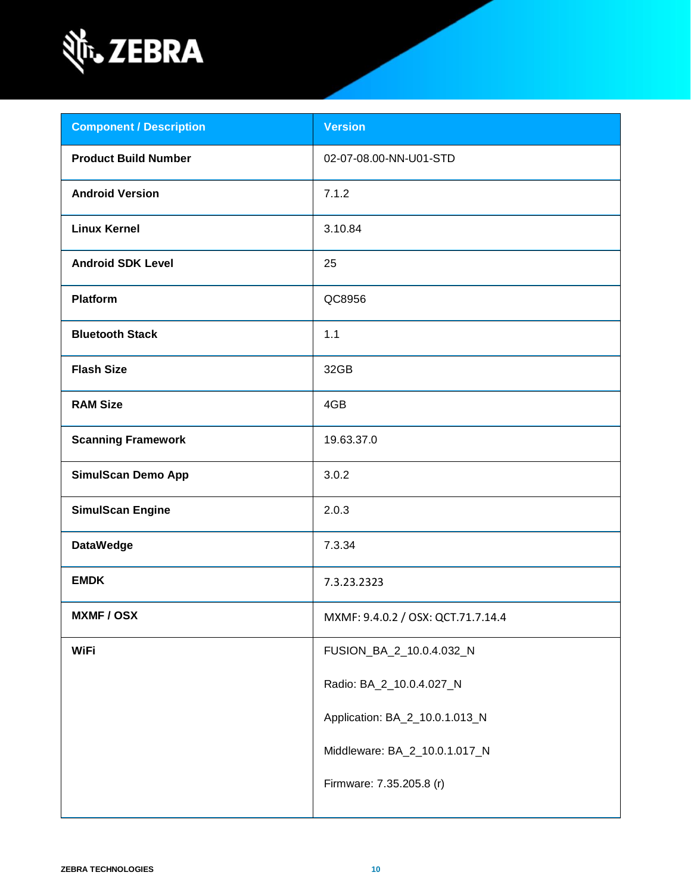| Component / Description | Version |
| --- | --- |
| **Product Build Number** | 02-07-08.00-NN-U01-STD |
| **Android Version** | 7.1.2 |
| **Linux Kernel** | 3.10.84 |
| **Android SDK Level** | 25 |
| **Platform** | QC8956 |
| **Bluetooth Stack** | 1.1 |
| **Flash Size** | 32GB |
| **RAM Size** | 4GB |
| **Scanning Framework** | 19.63.37.0 |
| **SimulScan Demo App** | 3.0.2 |
| **SimulScan Engine** | 2.0.3 |
| **DataWedge** | 7.3.34 |
| **EMDK** | 7.3.23.2323 |
| **MXMF / OSX** | MXMF: 9.4.0.2 / OSX: QCT.71.7.14.4 |
| **WiFi** | FUSION_BA_2_10.0.4.032_N<br><br>Radio: BA_2_10.0.4.027_N<br><br>Application: BA_2_10.0.1.013_N<br><br>Middleware: BA_2_10.0.1.017_N<br><br>Firmware: 7.35.205.8 (r) |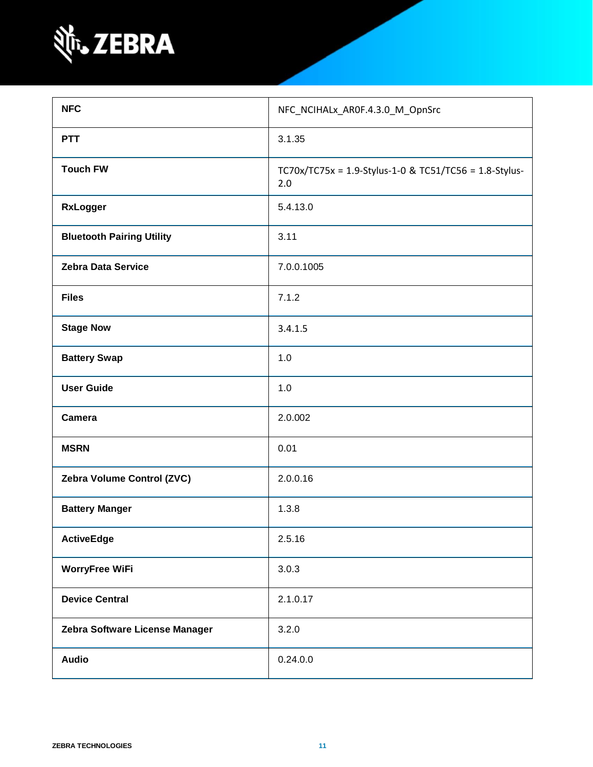| | |
|---|---|
| **NFC** | NFC_NCIHALx_AR0F.4.3.0_M_OpnSrc |
| **PTT** | 3.1.35 |
| **Touch FW** | TC70x/TC75x = 1.9-Stylus-1-0 & TC51/TC56 = 1.8-Stylus-2.0 |
| **RxLogger** | 5.4.13.0 |
| **Bluetooth Pairing Utility** | 3.11 |
| **Zebra Data Service** | 7.0.0.1005 |
| **Files** | 7.1.2 |
| **Stage Now** | 3.4.1.5 |
| **Battery Swap** | 1.0 |
| **User Guide** | 1.0 |
| **Camera** | 2.0.002 |
| **MSRN** | 0.01 |
| **Zebra Volume Control (ZVC)** | 2.0.0.16 |
| **Battery Manger** | 1.3.8 |
| **ActiveEdge** | 2.5.16 |
| **WorryFree WiFi** | 3.0.3 |
| **Device Central** | 2.1.0.17 |
| **Zebra Software License Manager** | 3.2.0 |
| **Audio** | 0.24.0.0 |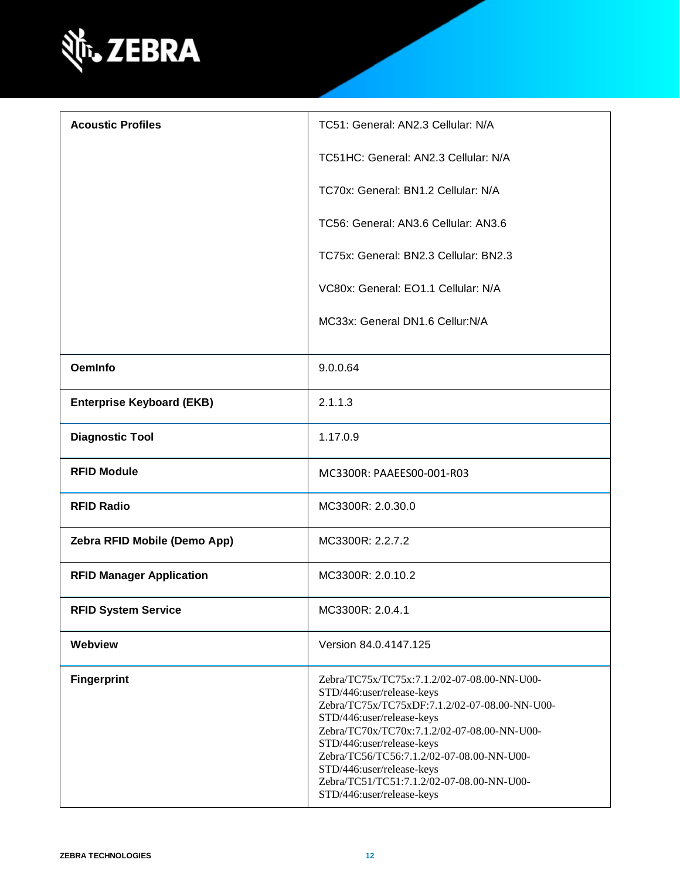| | |
|---|---|
| **Acoustic Profiles** | TC51: General: AN2.3 Cellular: N/A<br><br>TC51HC: General: AN2.3 Cellular: N/A<br><br>TC70x: General: BN1.2 Cellular: N/A<br><br>TC56: General: AN3.6 Cellular: AN3.6<br><br>TC75x: General: BN2.3 Cellular: BN2.3<br><br>VC80x: General: EO1.1 Cellular: N/A<br><br>MC33x: General DN1.6 Cellur:N/A |
| **OemInfo** | 9.0.0.64 |
| **Enterprise Keyboard (EKB)** | 2.1.1.3 |
| **Diagnostic Tool** | 1.17.0.9 |
| **RFID Module** | MC3300R: PAAEES00-001-R03 |
| **RFID Radio** | MC3300R: 2.0.30.0 |
| **Zebra RFID Mobile (Demo App)** | MC3300R: 2.2.7.2 |
| **RFID Manager Application** | MC3300R: 2.0.10.2 |
| **RFID System Service** | MC3300R: 2.0.4.1 |
| **Webview** | Version 84.0.4147.125 |
| **Fingerprint** | Zebra/TC75x/TC75x:7.1.2/02-07-08.00-NN-U00-STD/446:user/release-keys<br>Zebra/TC75x/TC75xDF:7.1.2/02-07-08.00-NN-U00-STD/446:user/release-keys<br>Zebra/TC70x/TC70x:7.1.2/02-07-08.00-NN-U00-STD/446:user/release-keys<br>Zebra/TC56/TC56:7.1.2/02-07-08.00-NN-U00-STD/446:user/release-keys<br>Zebra/TC51/TC51:7.1.2/02-07-08.00-NN-U00-STD/446:user/release-keys |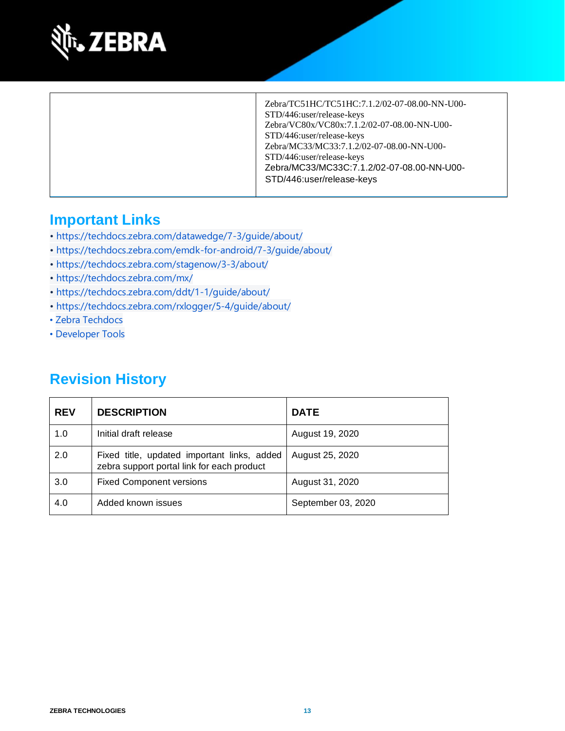| | |
|---|---|
| | Zebra/TC51HC/TC51HC:7.1.2/02-07-08.00-NN-U00-STD/446:user/release-keys<br>Zebra/VC80x/VC80x:7.1.2/02-07-08.00-NN-U00-STD/446:user/release-keys<br>Zebra/MC33/MC33:7.1.2/02-07-08.00-NN-U00-STD/446:user/release-keys<br>Zebra/MC33/MC33C:7.1.2/02-07-08.00-NN-U00-STD/446:user/release-keys |

## Important Links

- https://techdocs.zebra.com/datawedge/7-3/guide/about/
- https://techdocs.zebra.com/emdk-for-android/7-3/guide/about/
- https://techdocs.zebra.com/stagenow/3-3/about/
- https://techdocs.zebra.com/mx/
- https://techdocs.zebra.com/ddt/1-1/guide/about/
- https://techdocs.zebra.com/rxlogger/5-4/guide/about/
- Zebra Techdocs
- Developer Tools

## Revision History

| REV | DESCRIPTION | DATE |
|---|---|---|
| 1.0 | Initial draft release | August 19, 2020 |
| 2.0 | Fixed title, updated important links, added zebra support portal link for each product | August 25, 2020 |
| 3.0 | Fixed Component versions | August 31, 2020 |
| 4.0 | Added known issues | September 03, 2020 |